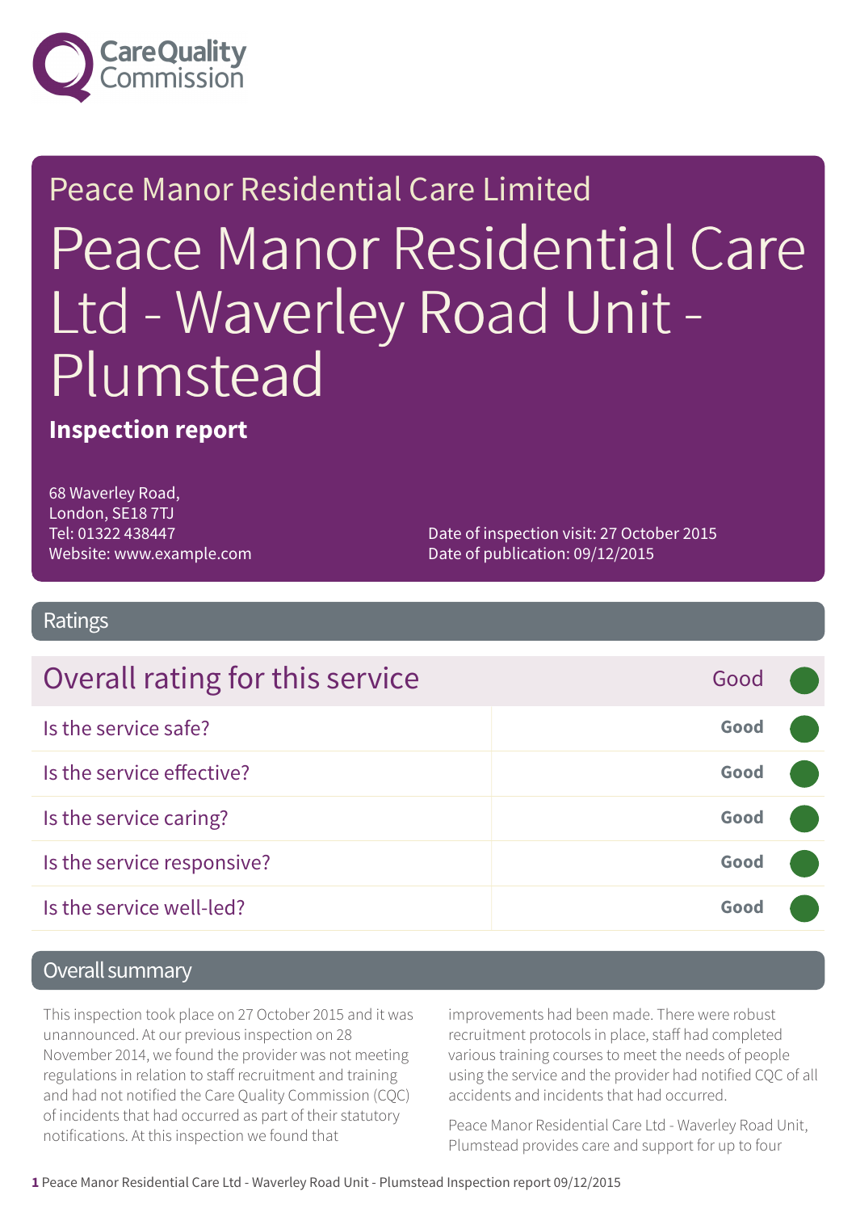Care Quality Commission

Peace Manor Residential Care Limited

# Peace Manor Residential Care Ltd - Waverley Road Unit - Plumstead

**Inspection report**

68 Waverley Road,
London, SE18 7TJ
Tel: 01322 438447
Website: www.example.com

Date of inspection visit: 27 October 2015
Date of publication: 09/12/2015

## Ratings

| Overall rating for this service | Good |
|---|---|
| Is the service safe? | Good |
| Is the service effective? | Good |
| Is the service caring? | Good |
| Is the service responsive? | Good |
| Is the service well-led? | Good |

## Overall summary

This inspection took place on 27 October 2015 and it was unannounced. At our previous inspection on 28 November 2014, we found the provider was not meeting regulations in relation to staff recruitment and training and had not notified the Care Quality Commission (CQC) of incidents that had occurred as part of their statutory notifications. At this inspection we found that improvements had been made. There were robust recruitment protocols in place, staff had completed various training courses to meet the needs of people using the service and the provider had notified CQC of all accidents and incidents that had occurred.

Peace Manor Residential Care Ltd - Waverley Road Unit, Plumstead provides care and support for up to four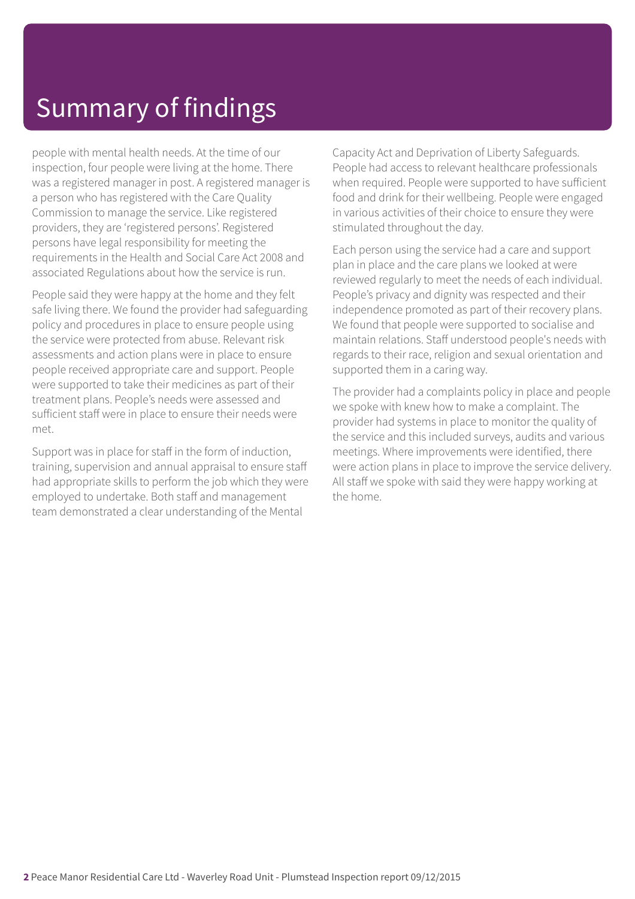# Summary of findings

people with mental health needs. At the time of our inspection, four people were living at the home. There was a registered manager in post. A registered manager is a person who has registered with the Care Quality Commission to manage the service. Like registered providers, they are 'registered persons'. Registered persons have legal responsibility for meeting the requirements in the Health and Social Care Act 2008 and associated Regulations about how the service is run.

People said they were happy at the home and they felt safe living there. We found the provider had safeguarding policy and procedures in place to ensure people using the service were protected from abuse. Relevant risk assessments and action plans were in place to ensure people received appropriate care and support. People were supported to take their medicines as part of their treatment plans. People's needs were assessed and sufficient staff were in place to ensure their needs were met.

Support was in place for staff in the form of induction, training, supervision and annual appraisal to ensure staff had appropriate skills to perform the job which they were employed to undertake. Both staff and management team demonstrated a clear understanding of the Mental Capacity Act and Deprivation of Liberty Safeguards. People had access to relevant healthcare professionals when required. People were supported to have sufficient food and drink for their wellbeing. People were engaged in various activities of their choice to ensure they were stimulated throughout the day.

Each person using the service had a care and support plan in place and the care plans we looked at were reviewed regularly to meet the needs of each individual. People's privacy and dignity was respected and their independence promoted as part of their recovery plans. We found that people were supported to socialise and maintain relations. Staff understood people's needs with regards to their race, religion and sexual orientation and supported them in a caring way.

The provider had a complaints policy in place and people we spoke with knew how to make a complaint. The provider had systems in place to monitor the quality of the service and this included surveys, audits and various meetings. Where improvements were identified, there were action plans in place to improve the service delivery. All staff we spoke with said they were happy working at the home.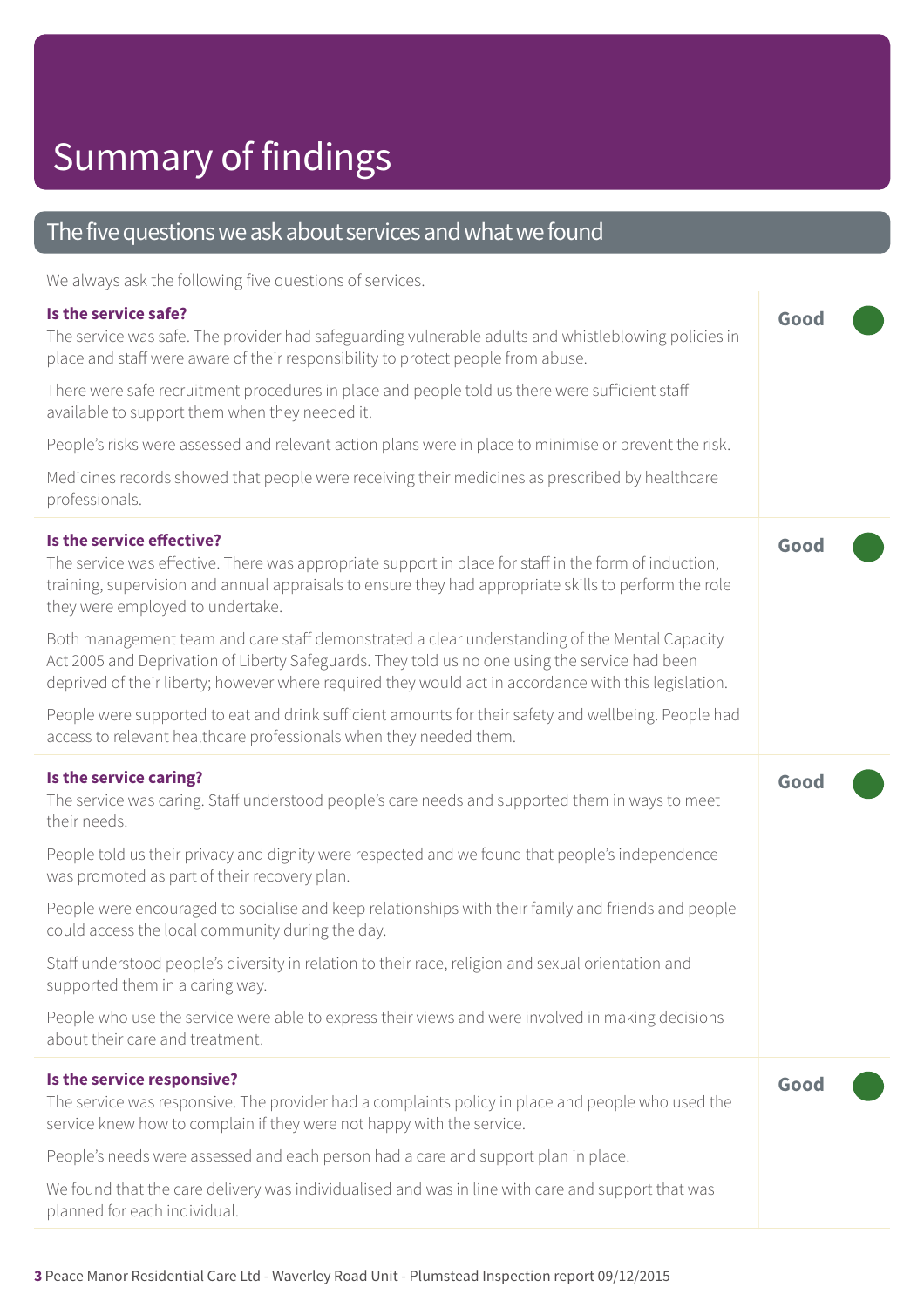# Summary of findings

## The five questions we ask about services and what we found

We always ask the following five questions of services.

### Is the service safe?

**Good**

The service was safe. The provider had safeguarding vulnerable adults and whistleblowing policies in place and staff were aware of their responsibility to protect people from abuse.

There were safe recruitment procedures in place and people told us there were sufficient staff available to support them when they needed it.

People's risks were assessed and relevant action plans were in place to minimise or prevent the risk.

Medicines records showed that people were receiving their medicines as prescribed by healthcare professionals.

### Is the service effective?

**Good**

The service was effective. There was appropriate support in place for staff in the form of induction, training, supervision and annual appraisals to ensure they had appropriate skills to perform the role they were employed to undertake.

Both management team and care staff demonstrated a clear understanding of the Mental Capacity Act 2005 and Deprivation of Liberty Safeguards. They told us no one using the service had been deprived of their liberty; however where required they would act in accordance with this legislation.

People were supported to eat and drink sufficient amounts for their safety and wellbeing. People had access to relevant healthcare professionals when they needed them.

### Is the service caring?

**Good**

The service was caring. Staff understood people's care needs and supported them in ways to meet their needs.

People told us their privacy and dignity were respected and we found that people's independence was promoted as part of their recovery plan.

People were encouraged to socialise and keep relationships with their family and friends and people could access the local community during the day.

Staff understood people's diversity in relation to their race, religion and sexual orientation and supported them in a caring way.

People who use the service were able to express their views and were involved in making decisions about their care and treatment.

### Is the service responsive?

**Good**

The service was responsive. The provider had a complaints policy in place and people who used the service knew how to complain if they were not happy with the service.

People's needs were assessed and each person had a care and support plan in place.

We found that the care delivery was individualised and was in line with care and support that was planned for each individual.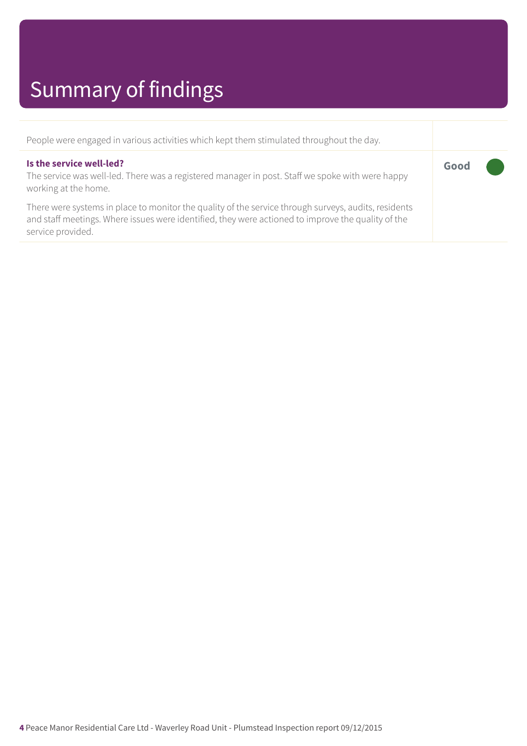# Summary of findings

People were engaged in various activities which kept them stimulated throughout the day.

**Is the service well-led?**

The service was well-led. There was a registered manager in post. Staff we spoke with were happy working at the home.

There were systems in place to monitor the quality of the service through surveys, audits, residents and staff meetings. Where issues were identified, they were actioned to improve the quality of the service provided.

**Good**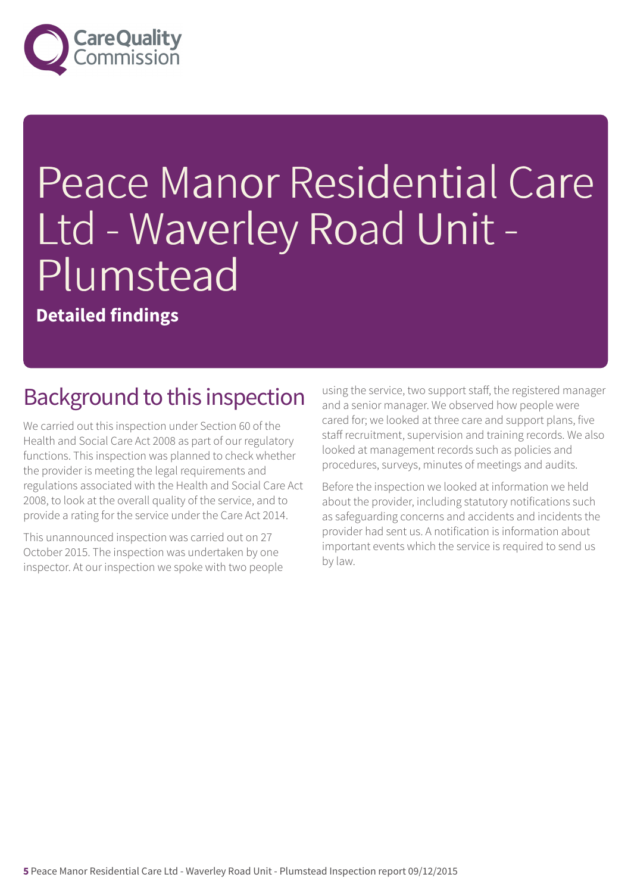# Peace Manor Residential Care Ltd - Waverley Road Unit - Plumstead

**Detailed findings**

## Background to this inspection

We carried out this inspection under Section 60 of the Health and Social Care Act 2008 as part of our regulatory functions. This inspection was planned to check whether the provider is meeting the legal requirements and regulations associated with the Health and Social Care Act 2008, to look at the overall quality of the service, and to provide a rating for the service under the Care Act 2014.

This unannounced inspection was carried out on 27 October 2015. The inspection was undertaken by one inspector. At our inspection we spoke with two people using the service, two support staff, the registered manager and a senior manager. We observed how people were cared for; we looked at three care and support plans, five staff recruitment, supervision and training records. We also looked at management records such as policies and procedures, surveys, minutes of meetings and audits.

Before the inspection we looked at information we held about the provider, including statutory notifications such as safeguarding concerns and accidents and incidents the provider had sent us. A notification is information about important events which the service is required to send us by law.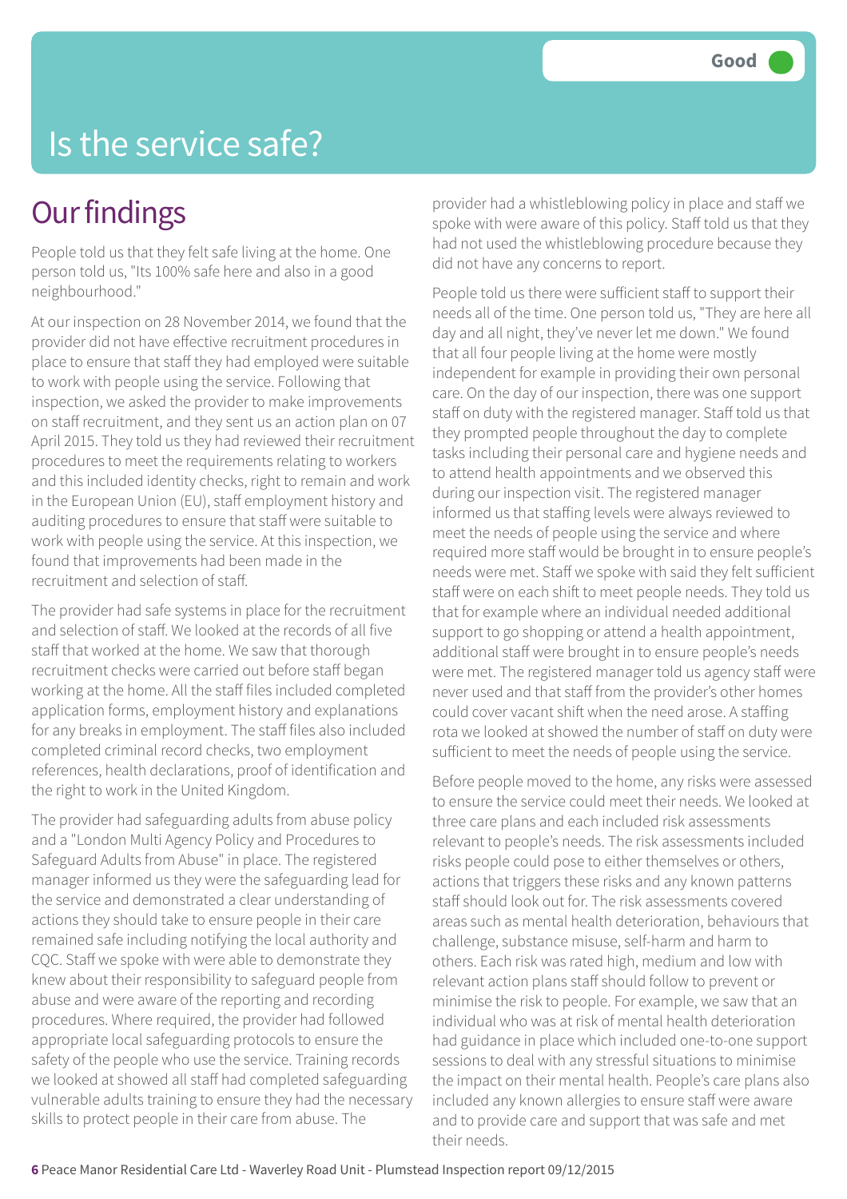# Is the service safe?

**Good**

## Our findings

People told us that they felt safe living at the home. One person told us, "Its 100% safe here and also in a good neighbourhood."

At our inspection on 28 November 2014, we found that the provider did not have effective recruitment procedures in place to ensure that staff they had employed were suitable to work with people using the service. Following that inspection, we asked the provider to make improvements on staff recruitment, and they sent us an action plan on 07 April 2015. They told us they had reviewed their recruitment procedures to meet the requirements relating to workers and this included identity checks, right to remain and work in the European Union (EU), staff employment history and auditing procedures to ensure that staff were suitable to work with people using the service. At this inspection, we found that improvements had been made in the recruitment and selection of staff.

The provider had safe systems in place for the recruitment and selection of staff. We looked at the records of all five staff that worked at the home. We saw that thorough recruitment checks were carried out before staff began working at the home. All the staff files included completed application forms, employment history and explanations for any breaks in employment. The staff files also included completed criminal record checks, two employment references, health declarations, proof of identification and the right to work in the United Kingdom.

The provider had safeguarding adults from abuse policy and a "London Multi Agency Policy and Procedures to Safeguard Adults from Abuse" in place. The registered manager informed us they were the safeguarding lead for the service and demonstrated a clear understanding of actions they should take to ensure people in their care remained safe including notifying the local authority and CQC. Staff we spoke with were able to demonstrate they knew about their responsibility to safeguard people from abuse and were aware of the reporting and recording procedures. Where required, the provider had followed appropriate local safeguarding protocols to ensure the safety of the people who use the service. Training records we looked at showed all staff had completed safeguarding vulnerable adults training to ensure they had the necessary skills to protect people in their care from abuse. The provider had a whistleblowing policy in place and staff we spoke with were aware of this policy. Staff told us that they had not used the whistleblowing procedure because they did not have any concerns to report.

People told us there were sufficient staff to support their needs all of the time. One person told us, "They are here all day and all night, they've never let me down." We found that all four people living at the home were mostly independent for example in providing their own personal care. On the day of our inspection, there was one support staff on duty with the registered manager. Staff told us that they prompted people throughout the day to complete tasks including their personal care and hygiene needs and to attend health appointments and we observed this during our inspection visit. The registered manager informed us that staffing levels were always reviewed to meet the needs of people using the service and where required more staff would be brought in to ensure people's needs were met. Staff we spoke with said they felt sufficient staff were on each shift to meet people needs. They told us that for example where an individual needed additional support to go shopping or attend a health appointment, additional staff were brought in to ensure people's needs were met. The registered manager told us agency staff were never used and that staff from the provider's other homes could cover vacant shift when the need arose. A staffing rota we looked at showed the number of staff on duty were sufficient to meet the needs of people using the service.

Before people moved to the home, any risks were assessed to ensure the service could meet their needs. We looked at three care plans and each included risk assessments relevant to people's needs. The risk assessments included risks people could pose to either themselves or others, actions that triggers these risks and any known patterns staff should look out for. The risk assessments covered areas such as mental health deterioration, behaviours that challenge, substance misuse, self-harm and harm to others. Each risk was rated high, medium and low with relevant action plans staff should follow to prevent or minimise the risk to people. For example, we saw that an individual who was at risk of mental health deterioration had guidance in place which included one-to-one support sessions to deal with any stressful situations to minimise the impact on their mental health. People's care plans also included any known allergies to ensure staff were aware and to provide care and support that was safe and met their needs.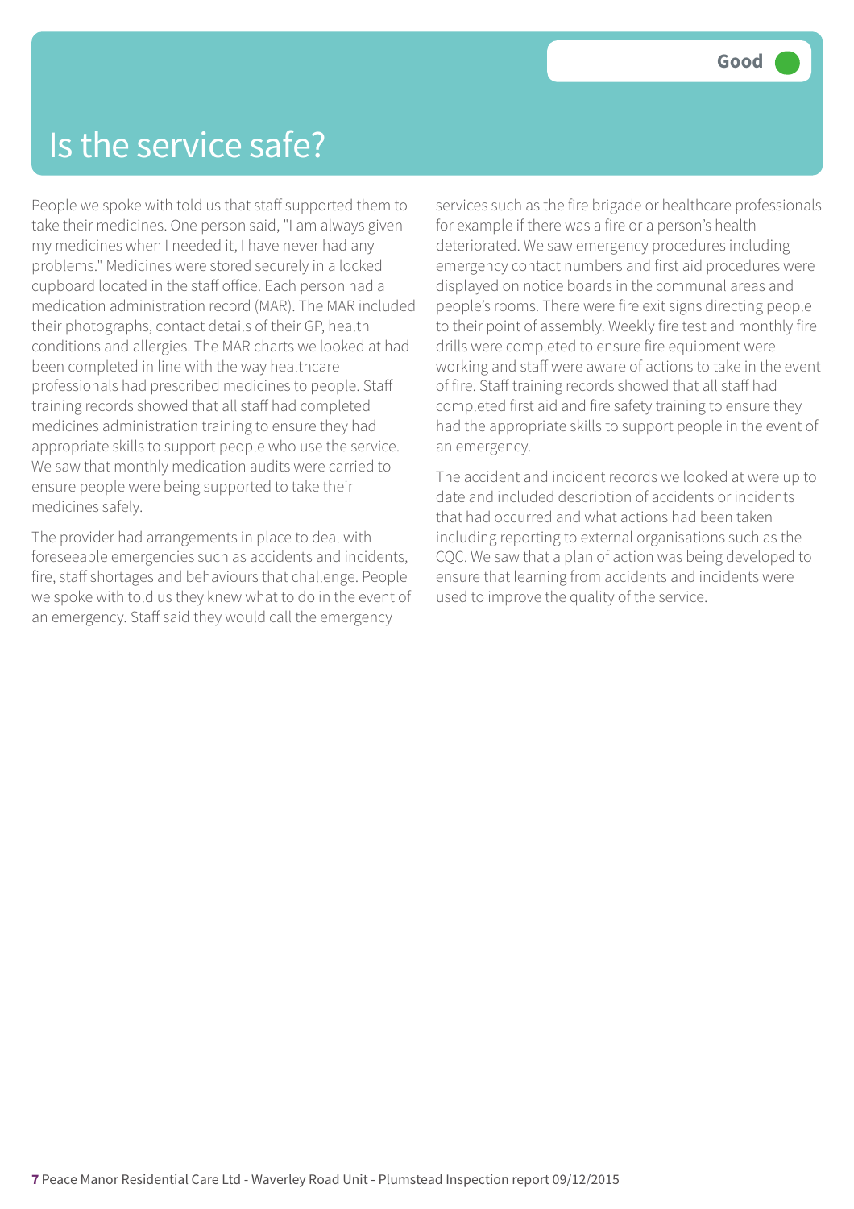# Is the service safe?

**Good**

People we spoke with told us that staff supported them to take their medicines. One person said, "I am always given my medicines when I needed it, I have never had any problems." Medicines were stored securely in a locked cupboard located in the staff office. Each person had a medication administration record (MAR). The MAR included their photographs, contact details of their GP, health conditions and allergies. The MAR charts we looked at had been completed in line with the way healthcare professionals had prescribed medicines to people. Staff training records showed that all staff had completed medicines administration training to ensure they had appropriate skills to support people who use the service. We saw that monthly medication audits were carried to ensure people were being supported to take their medicines safely.

The provider had arrangements in place to deal with foreseeable emergencies such as accidents and incidents, fire, staff shortages and behaviours that challenge. People we spoke with told us they knew what to do in the event of an emergency. Staff said they would call the emergency services such as the fire brigade or healthcare professionals for example if there was a fire or a person's health deteriorated. We saw emergency procedures including emergency contact numbers and first aid procedures were displayed on notice boards in the communal areas and people's rooms. There were fire exit signs directing people to their point of assembly. Weekly fire test and monthly fire drills were completed to ensure fire equipment were working and staff were aware of actions to take in the event of fire. Staff training records showed that all staff had completed first aid and fire safety training to ensure they had the appropriate skills to support people in the event of an emergency.

The accident and incident records we looked at were up to date and included description of accidents or incidents that had occurred and what actions had been taken including reporting to external organisations such as the CQC. We saw that a plan of action was being developed to ensure that learning from accidents and incidents were used to improve the quality of the service.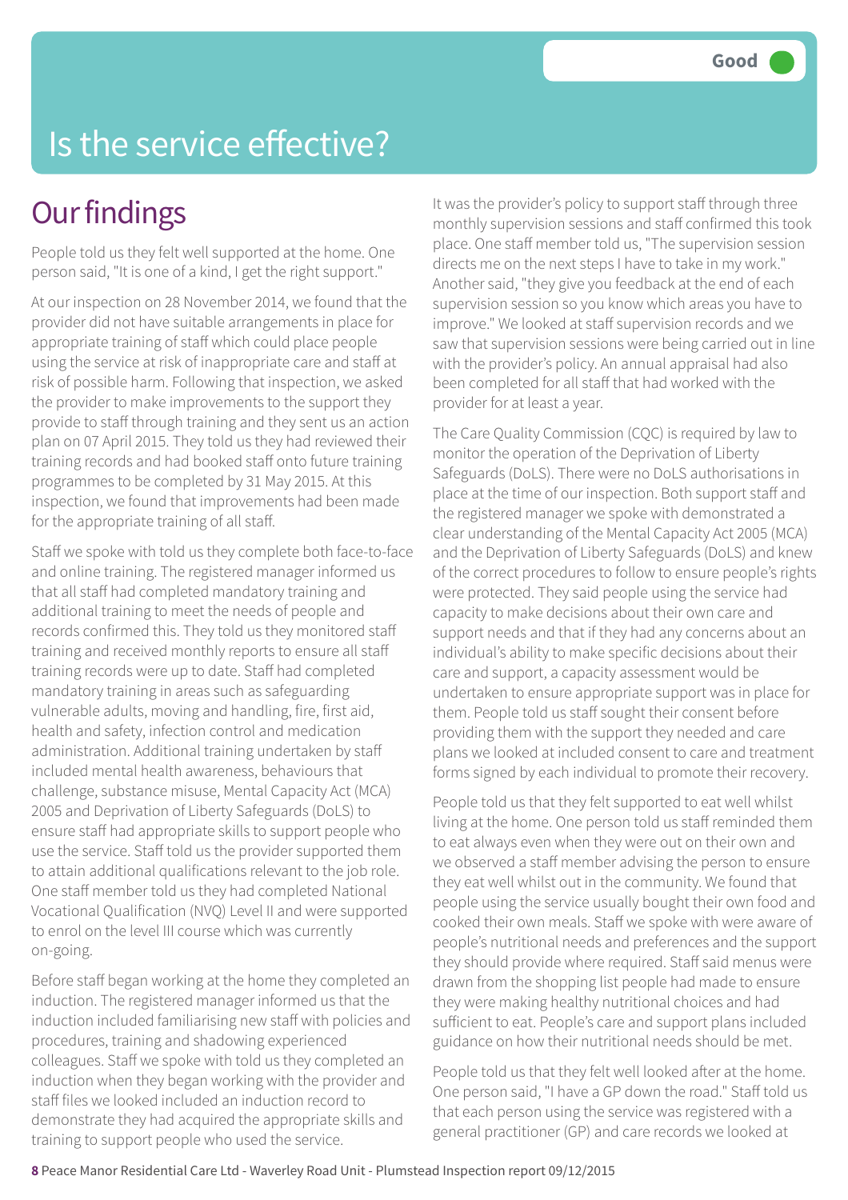Good

# Is the service effective?

## Our findings

People told us they felt well supported at the home. One person said, "It is one of a kind, I get the right support."

At our inspection on 28 November 2014, we found that the provider did not have suitable arrangements in place for appropriate training of staff which could place people using the service at risk of inappropriate care and staff at risk of possible harm. Following that inspection, we asked the provider to make improvements to the support they provide to staff through training and they sent us an action plan on 07 April 2015. They told us they had reviewed their training records and had booked staff onto future training programmes to be completed by 31 May 2015. At this inspection, we found that improvements had been made for the appropriate training of all staff.

Staff we spoke with told us they complete both face-to-face and online training. The registered manager informed us that all staff had completed mandatory training and additional training to meet the needs of people and records confirmed this. They told us they monitored staff training and received monthly reports to ensure all staff training records were up to date. Staff had completed mandatory training in areas such as safeguarding vulnerable adults, moving and handling, fire, first aid, health and safety, infection control and medication administration. Additional training undertaken by staff included mental health awareness, behaviours that challenge, substance misuse, Mental Capacity Act (MCA) 2005 and Deprivation of Liberty Safeguards (DoLS) to ensure staff had appropriate skills to support people who use the service. Staff told us the provider supported them to attain additional qualifications relevant to the job role. One staff member told us they had completed National Vocational Qualification (NVQ) Level II and were supported to enrol on the level III course which was currently on-going.

Before staff began working at the home they completed an induction. The registered manager informed us that the induction included familiarising new staff with policies and procedures, training and shadowing experienced colleagues. Staff we spoke with told us they completed an induction when they began working with the provider and staff files we looked included an induction record to demonstrate they had acquired the appropriate skills and training to support people who used the service.

It was the provider's policy to support staff through three monthly supervision sessions and staff confirmed this took place. One staff member told us, "The supervision session directs me on the next steps I have to take in my work." Another said, "they give you feedback at the end of each supervision session so you know which areas you have to improve." We looked at staff supervision records and we saw that supervision sessions were being carried out in line with the provider's policy. An annual appraisal had also been completed for all staff that had worked with the provider for at least a year.

The Care Quality Commission (CQC) is required by law to monitor the operation of the Deprivation of Liberty Safeguards (DoLS). There were no DoLS authorisations in place at the time of our inspection. Both support staff and the registered manager we spoke with demonstrated a clear understanding of the Mental Capacity Act 2005 (MCA) and the Deprivation of Liberty Safeguards (DoLS) and knew of the correct procedures to follow to ensure people's rights were protected. They said people using the service had capacity to make decisions about their own care and support needs and that if they had any concerns about an individual's ability to make specific decisions about their care and support, a capacity assessment would be undertaken to ensure appropriate support was in place for them. People told us staff sought their consent before providing them with the support they needed and care plans we looked at included consent to care and treatment forms signed by each individual to promote their recovery.

People told us that they felt supported to eat well whilst living at the home. One person told us staff reminded them to eat always even when they were out on their own and we observed a staff member advising the person to ensure they eat well whilst out in the community. We found that people using the service usually bought their own food and cooked their own meals. Staff we spoke with were aware of people's nutritional needs and preferences and the support they should provide where required. Staff said menus were drawn from the shopping list people had made to ensure they were making healthy nutritional choices and had sufficient to eat. People's care and support plans included guidance on how their nutritional needs should be met.

People told us that they felt well looked after at the home. One person said, "I have a GP down the road." Staff told us that each person using the service was registered with a general practitioner (GP) and care records we looked at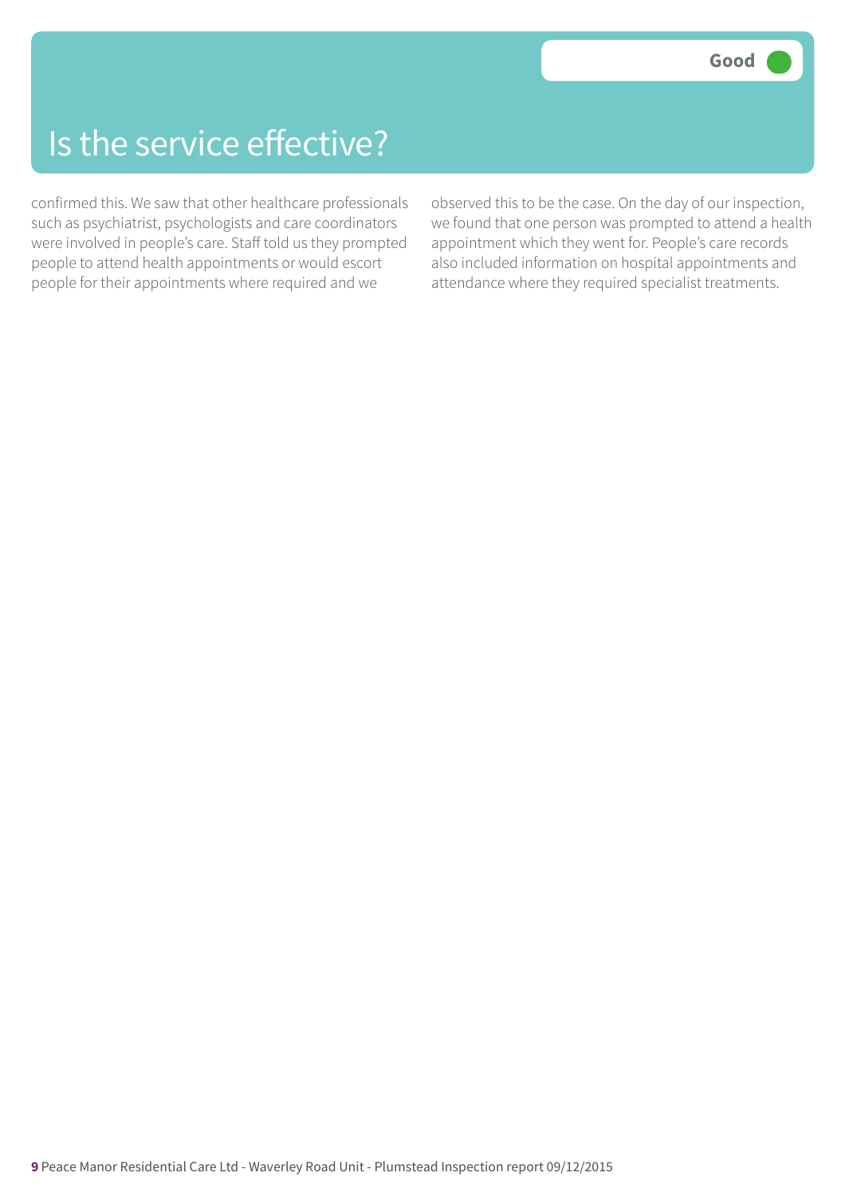# Is the service effective?

Good

confirmed this. We saw that other healthcare professionals such as psychiatrist, psychologists and care coordinators were involved in people's care. Staff told us they prompted people to attend health appointments or would escort people for their appointments where required and we observed this to be the case. On the day of our inspection, we found that one person was prompted to attend a health appointment which they went for. People's care records also included information on hospital appointments and attendance where they required specialist treatments.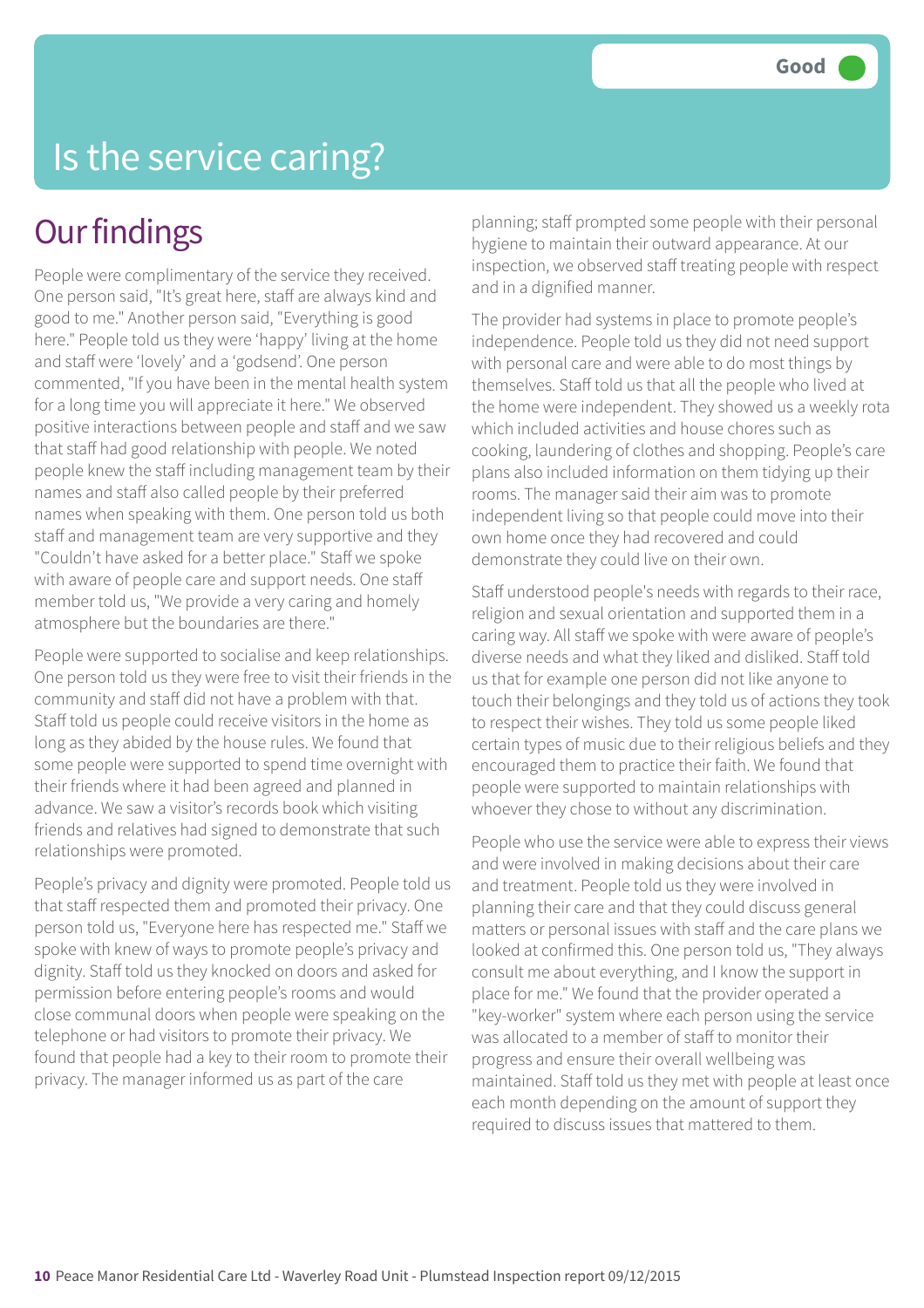# Is the service caring?

Good

## Our findings

People were complimentary of the service they received. One person said, "It's great here, staff are always kind and good to me." Another person said, "Everything is good here." People told us they were 'happy' living at the home and staff were 'lovely' and a 'godsend'. One person commented, "If you have been in the mental health system for a long time you will appreciate it here." We observed positive interactions between people and staff and we saw that staff had good relationship with people. We noted people knew the staff including management team by their names and staff also called people by their preferred names when speaking with them. One person told us both staff and management team are very supportive and they "Couldn't have asked for a better place." Staff we spoke with aware of people care and support needs. One staff member told us, "We provide a very caring and homely atmosphere but the boundaries are there."

People were supported to socialise and keep relationships. One person told us they were free to visit their friends in the community and staff did not have a problem with that. Staff told us people could receive visitors in the home as long as they abided by the house rules. We found that some people were supported to spend time overnight with their friends where it had been agreed and planned in advance. We saw a visitor's records book which visiting friends and relatives had signed to demonstrate that such relationships were promoted.

People's privacy and dignity were promoted. People told us that staff respected them and promoted their privacy. One person told us, "Everyone here has respected me." Staff we spoke with knew of ways to promote people's privacy and dignity. Staff told us they knocked on doors and asked for permission before entering people's rooms and would close communal doors when people were speaking on the telephone or had visitors to promote their privacy. We found that people had a key to their room to promote their privacy. The manager informed us as part of the care planning; staff prompted some people with their personal hygiene to maintain their outward appearance. At our inspection, we observed staff treating people with respect and in a dignified manner.

The provider had systems in place to promote people's independence. People told us they did not need support with personal care and were able to do most things by themselves. Staff told us that all the people who lived at the home were independent. They showed us a weekly rota which included activities and house chores such as cooking, laundering of clothes and shopping. People's care plans also included information on them tidying up their rooms. The manager said their aim was to promote independent living so that people could move into their own home once they had recovered and could demonstrate they could live on their own.

Staff understood people's needs with regards to their race, religion and sexual orientation and supported them in a caring way. All staff we spoke with were aware of people's diverse needs and what they liked and disliked. Staff told us that for example one person did not like anyone to touch their belongings and they told us of actions they took to respect their wishes. They told us some people liked certain types of music due to their religious beliefs and they encouraged them to practice their faith. We found that people were supported to maintain relationships with whoever they chose to without any discrimination.

People who use the service were able to express their views and were involved in making decisions about their care and treatment. People told us they were involved in planning their care and that they could discuss general matters or personal issues with staff and the care plans we looked at confirmed this. One person told us, "They always consult me about everything, and I know the support in place for me." We found that the provider operated a "key-worker" system where each person using the service was allocated to a member of staff to monitor their progress and ensure their overall wellbeing was maintained. Staff told us they met with people at least once each month depending on the amount of support they required to discuss issues that mattered to them.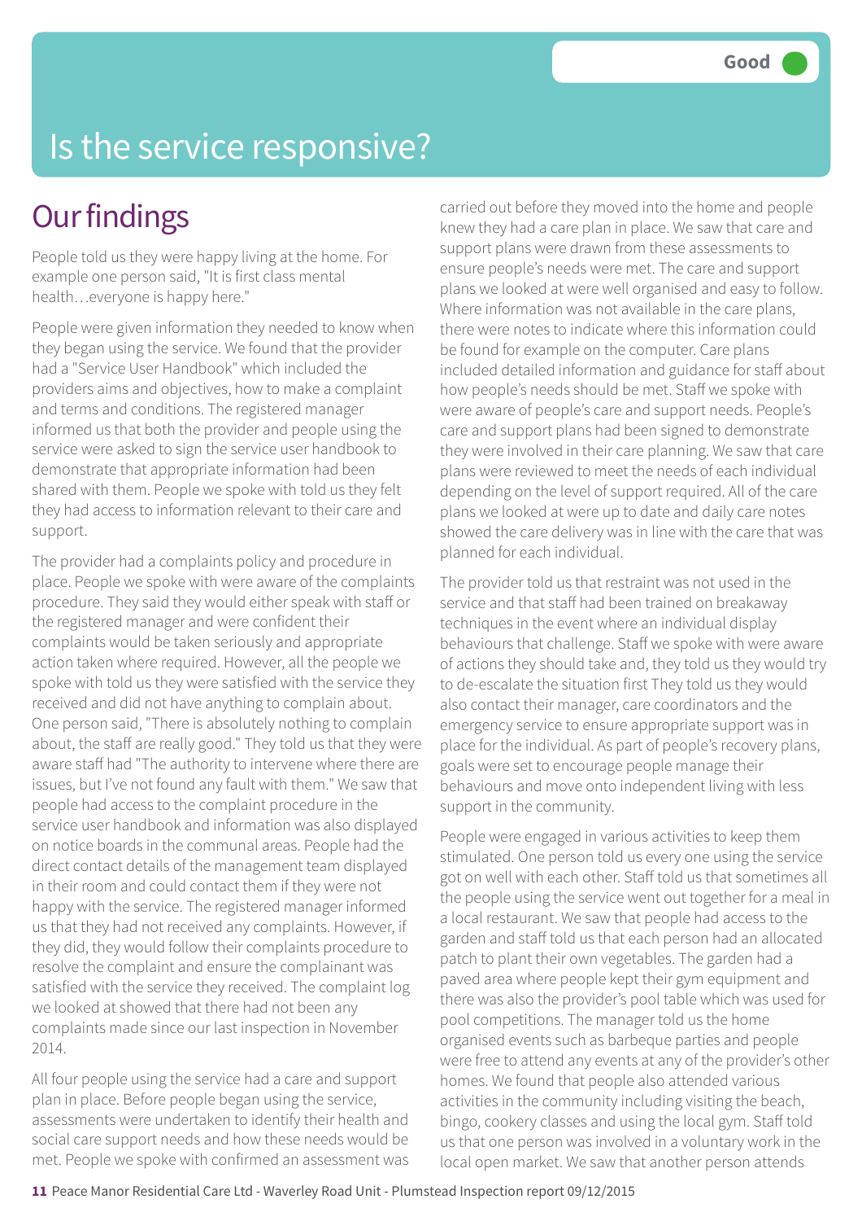# Is the service responsive?

Good

## Our findings

People told us they were happy living at the home. For example one person said, "It is first class mental health…everyone is happy here."

People were given information they needed to know when they began using the service. We found that the provider had a "Service User Handbook" which included the providers aims and objectives, how to make a complaint and terms and conditions. The registered manager informed us that both the provider and people using the service were asked to sign the service user handbook to demonstrate that appropriate information had been shared with them. People we spoke with told us they felt they had access to information relevant to their care and support.

The provider had a complaints policy and procedure in place. People we spoke with were aware of the complaints procedure. They said they would either speak with staff or the registered manager and were confident their complaints would be taken seriously and appropriate action taken where required. However, all the people we spoke with told us they were satisfied with the service they received and did not have anything to complain about. One person said, "There is absolutely nothing to complain about, the staff are really good." They told us that they were aware staff had "The authority to intervene where there are issues, but I've not found any fault with them." We saw that people had access to the complaint procedure in the service user handbook and information was also displayed on notice boards in the communal areas. People had the direct contact details of the management team displayed in their room and could contact them if they were not happy with the service. The registered manager informed us that they had not received any complaints. However, if they did, they would follow their complaints procedure to resolve the complaint and ensure the complainant was satisfied with the service they received. The complaint log we looked at showed that there had not been any complaints made since our last inspection in November 2014.

All four people using the service had a care and support plan in place. Before people began using the service, assessments were undertaken to identify their health and social care support needs and how these needs would be met. People we spoke with confirmed an assessment was carried out before they moved into the home and people knew they had a care plan in place. We saw that care and support plans were drawn from these assessments to ensure people's needs were met. The care and support plans we looked at were well organised and easy to follow. Where information was not available in the care plans, there were notes to indicate where this information could be found for example on the computer. Care plans included detailed information and guidance for staff about how people's needs should be met. Staff we spoke with were aware of people's care and support needs. People's care and support plans had been signed to demonstrate they were involved in their care planning. We saw that care plans were reviewed to meet the needs of each individual depending on the level of support required. All of the care plans we looked at were up to date and daily care notes showed the care delivery was in line with the care that was planned for each individual.

The provider told us that restraint was not used in the service and that staff had been trained on breakaway techniques in the event where an individual display behaviours that challenge. Staff we spoke with were aware of actions they should take and, they told us they would try to de-escalate the situation first They told us they would also contact their manager, care coordinators and the emergency service to ensure appropriate support was in place for the individual. As part of people's recovery plans, goals were set to encourage people manage their behaviours and move onto independent living with less support in the community.

People were engaged in various activities to keep them stimulated. One person told us every one using the service got on well with each other. Staff told us that sometimes all the people using the service went out together for a meal in a local restaurant. We saw that people had access to the garden and staff told us that each person had an allocated patch to plant their own vegetables. The garden had a paved area where people kept their gym equipment and there was also the provider's pool table which was used for pool competitions. The manager told us the home organised events such as barbeque parties and people were free to attend any events at any of the provider's other homes. We found that people also attended various activities in the community including visiting the beach, bingo, cookery classes and using the local gym. Staff told us that one person was involved in a voluntary work in the local open market. We saw that another person attends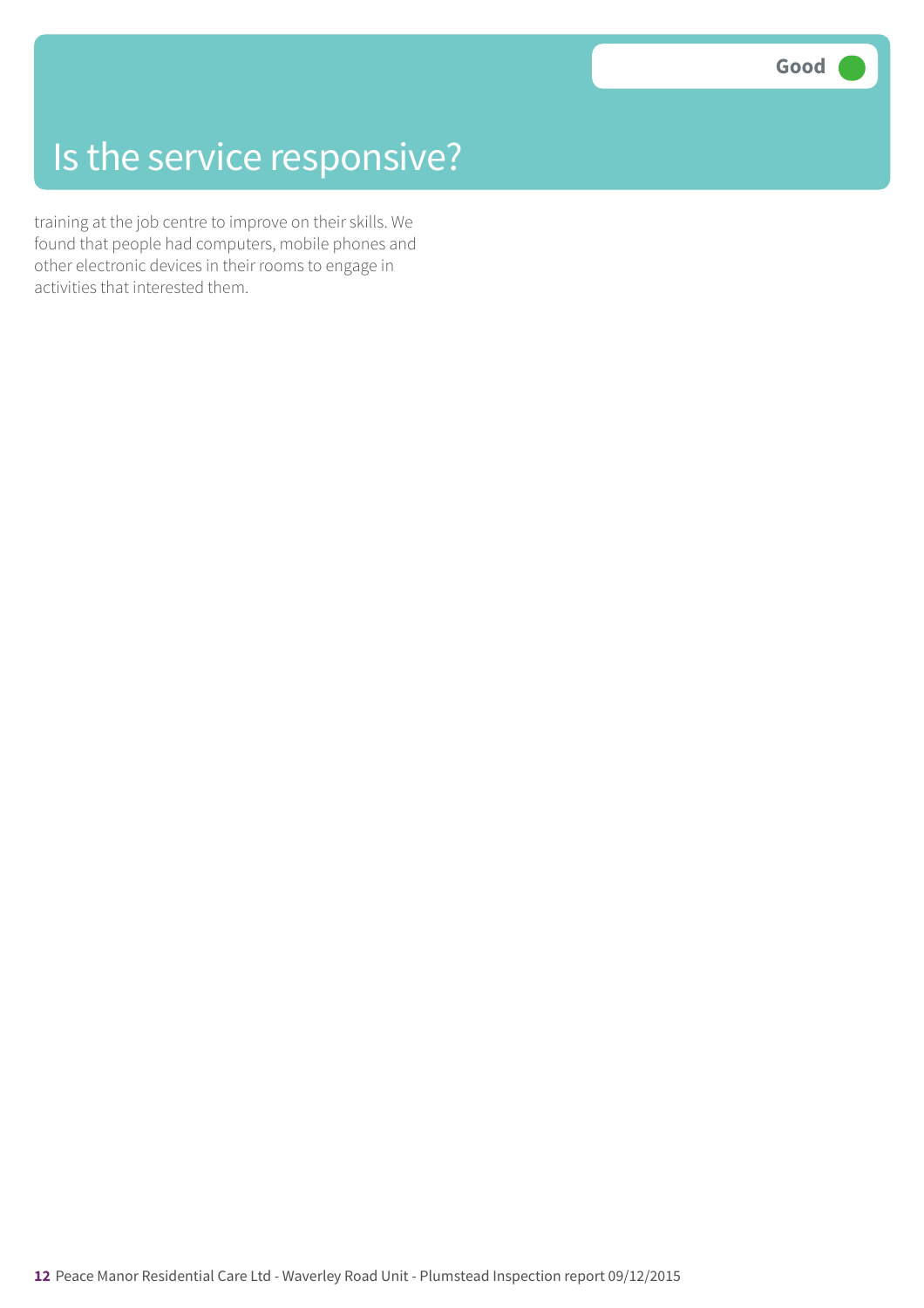# Is the service responsive?

Good

training at the job centre to improve on their skills. We found that people had computers, mobile phones and other electronic devices in their rooms to engage in activities that interested them.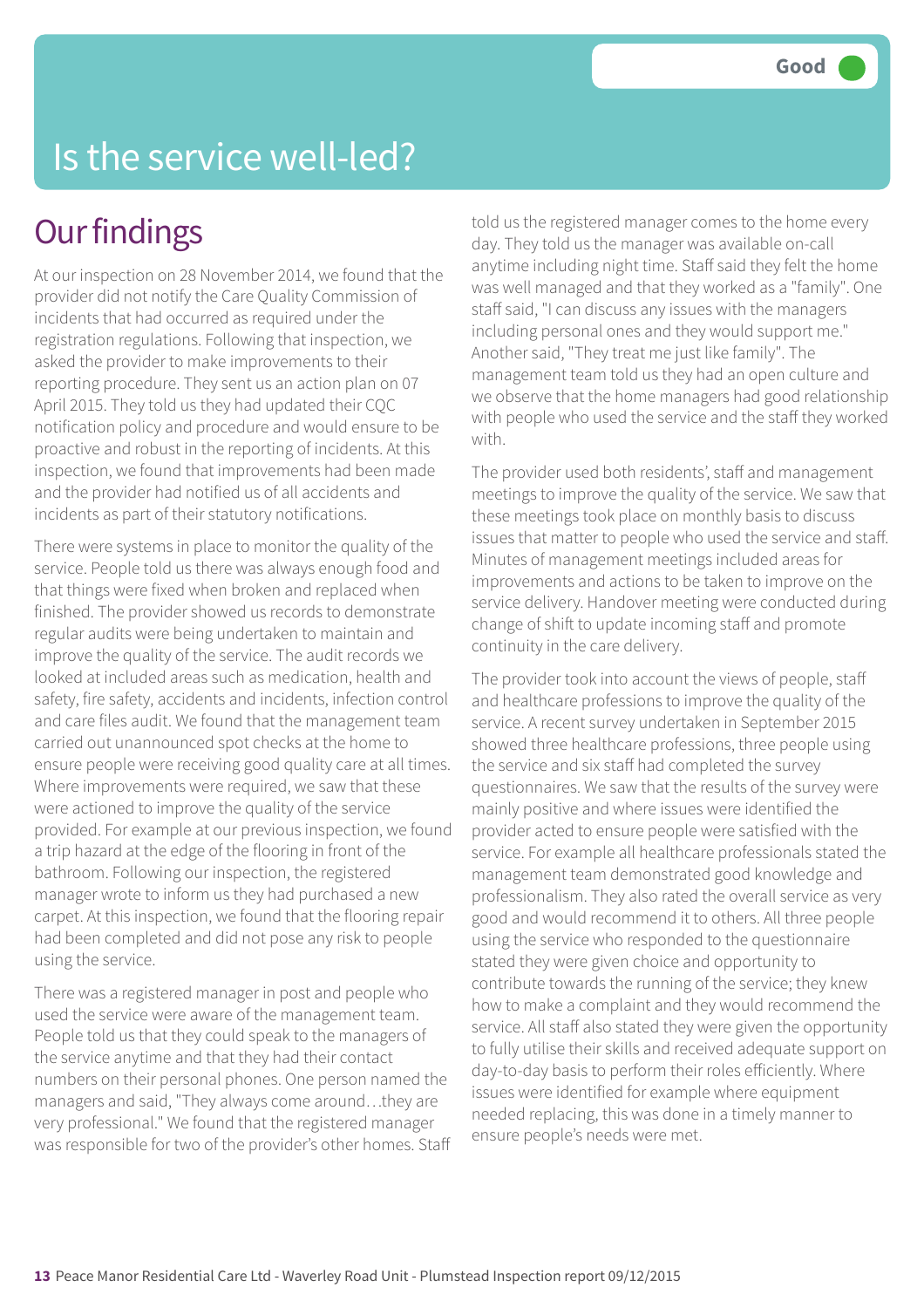Good

# Is the service well-led?

## Our findings

At our inspection on 28 November 2014, we found that the provider did not notify the Care Quality Commission of incidents that had occurred as required under the registration regulations. Following that inspection, we asked the provider to make improvements to their reporting procedure. They sent us an action plan on 07 April 2015. They told us they had updated their CQC notification policy and procedure and would ensure to be proactive and robust in the reporting of incidents. At this inspection, we found that improvements had been made and the provider had notified us of all accidents and incidents as part of their statutory notifications.

There were systems in place to monitor the quality of the service. People told us there was always enough food and that things were fixed when broken and replaced when finished. The provider showed us records to demonstrate regular audits were being undertaken to maintain and improve the quality of the service. The audit records we looked at included areas such as medication, health and safety, fire safety, accidents and incidents, infection control and care files audit. We found that the management team carried out unannounced spot checks at the home to ensure people were receiving good quality care at all times. Where improvements were required, we saw that these were actioned to improve the quality of the service provided. For example at our previous inspection, we found a trip hazard at the edge of the flooring in front of the bathroom. Following our inspection, the registered manager wrote to inform us they had purchased a new carpet. At this inspection, we found that the flooring repair had been completed and did not pose any risk to people using the service.

There was a registered manager in post and people who used the service were aware of the management team. People told us that they could speak to the managers of the service anytime and that they had their contact numbers on their personal phones. One person named the managers and said, "They always come around…they are very professional." We found that the registered manager was responsible for two of the provider's other homes. Staff told us the registered manager comes to the home every day. They told us the manager was available on-call anytime including night time. Staff said they felt the home was well managed and that they worked as a "family". One staff said, "I can discuss any issues with the managers including personal ones and they would support me." Another said, "They treat me just like family". The management team told us they had an open culture and we observe that the home managers had good relationship with people who used the service and the staff they worked with.

The provider used both residents', staff and management meetings to improve the quality of the service. We saw that these meetings took place on monthly basis to discuss issues that matter to people who used the service and staff. Minutes of management meetings included areas for improvements and actions to be taken to improve on the service delivery. Handover meeting were conducted during change of shift to update incoming staff and promote continuity in the care delivery.

The provider took into account the views of people, staff and healthcare professions to improve the quality of the service. A recent survey undertaken in September 2015 showed three healthcare professions, three people using the service and six staff had completed the survey questionnaires. We saw that the results of the survey were mainly positive and where issues were identified the provider acted to ensure people were satisfied with the service. For example all healthcare professionals stated the management team demonstrated good knowledge and professionalism. They also rated the overall service as very good and would recommend it to others. All three people using the service who responded to the questionnaire stated they were given choice and opportunity to contribute towards the running of the service; they knew how to make a complaint and they would recommend the service. All staff also stated they were given the opportunity to fully utilise their skills and received adequate support on day-to-day basis to perform their roles efficiently. Where issues were identified for example where equipment needed replacing, this was done in a timely manner to ensure people's needs were met.